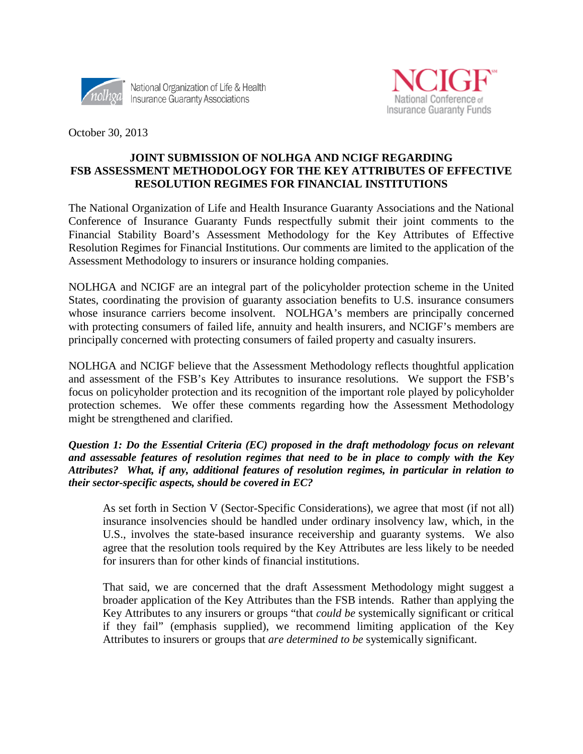National Organization of Life & Health Insurance Guaranty Associations

NCIGF National Conference of Insurance Guaranty Funds

October 30, 2013

**JOINT SUBMISSION OF NOLHGA AND NCIGF REGARDING FSB ASSESSMENT METHODOLOGY FOR THE KEY ATTRIBUTES OF EFFECTIVE RESOLUTION REGIMES FOR FINANCIAL INSTITUTIONS**

The National Organization of Life and Health Insurance Guaranty Associations and the National Conference of Insurance Guaranty Funds respectfully submit their joint comments to the Financial Stability Board's Assessment Methodology for the Key Attributes of Effective Resolution Regimes for Financial Institutions. Our comments are limited to the application of the Assessment Methodology to insurers or insurance holding companies.

NOLHGA and NCIGF are an integral part of the policyholder protection scheme in the United States, coordinating the provision of guaranty association benefits to U.S. insurance consumers whose insurance carriers become insolvent. NOLHGA's members are principally concerned with protecting consumers of failed life, annuity and health insurers, and NCIGF's members are principally concerned with protecting consumers of failed property and casualty insurers.

NOLHGA and NCIGF believe that the Assessment Methodology reflects thoughtful application and assessment of the FSB's Key Attributes to insurance resolutions. We support the FSB's focus on policyholder protection and its recognition of the important role played by policyholder protection schemes. We offer these comments regarding how the Assessment Methodology might be strengthened and clarified.

***Question 1: Do the Essential Criteria (EC) proposed in the draft methodology focus on relevant and assessable features of resolution regimes that need to be in place to comply with the Key Attributes? What, if any, additional features of resolution regimes, in particular in relation to their sector-specific aspects, should be covered in EC?***

> As set forth in Section V (Sector-Specific Considerations), we agree that most (if not all) insurance insolvencies should be handled under ordinary insolvency law, which, in the U.S., involves the state-based insurance receivership and guaranty systems. We also agree that the resolution tools required by the Key Attributes are less likely to be needed for insurers than for other kinds of financial institutions.
>
> That said, we are concerned that the draft Assessment Methodology might suggest a broader application of the Key Attributes than the FSB intends. Rather than applying the Key Attributes to any insurers or groups "that *could be* systemically significant or critical if they fail" (emphasis supplied), we recommend limiting application of the Key Attributes to insurers or groups that *are determined to be* systemically significant.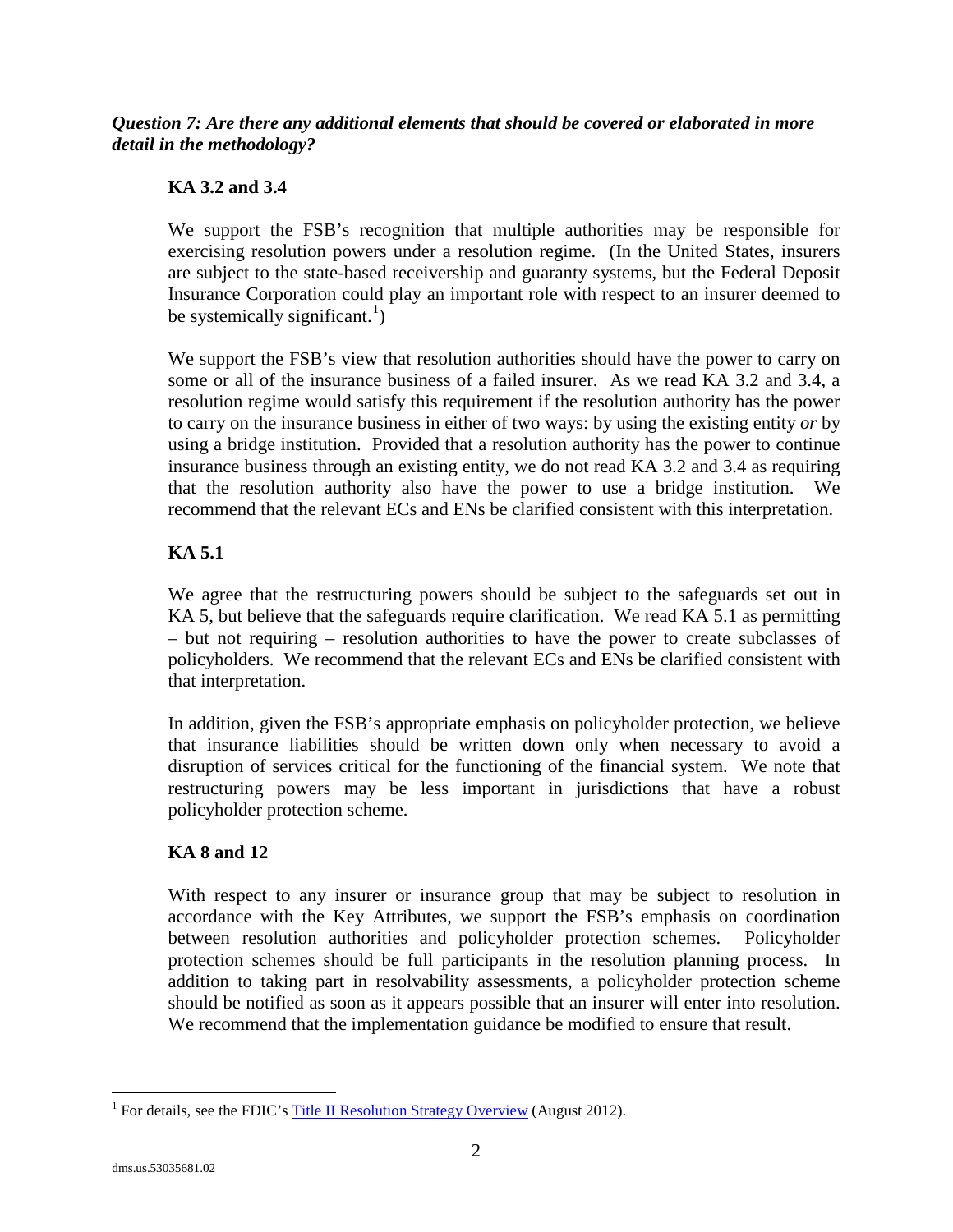***Question 7: Are there any additional elements that should be covered or elaborated in more detail in the methodology?***

**KA 3.2 and 3.4**

We support the FSB's recognition that multiple authorities may be responsible for exercising resolution powers under a resolution regime. (In the United States, insurers are subject to the state-based receivership and guaranty systems, but the Federal Deposit Insurance Corporation could play an important role with respect to an insurer deemed to be systemically significant.[1])

We support the FSB's view that resolution authorities should have the power to carry on some or all of the insurance business of a failed insurer. As we read KA 3.2 and 3.4, a resolution regime would satisfy this requirement if the resolution authority has the power to carry on the insurance business in either of two ways: by using the existing entity *or* by using a bridge institution. Provided that a resolution authority has the power to continue insurance business through an existing entity, we do not read KA 3.2 and 3.4 as requiring that the resolution authority also have the power to use a bridge institution. We recommend that the relevant ECs and ENs be clarified consistent with this interpretation.

**KA 5.1**

We agree that the restructuring powers should be subject to the safeguards set out in KA 5, but believe that the safeguards require clarification. We read KA 5.1 as permitting – but not requiring – resolution authorities to have the power to create subclasses of policyholders. We recommend that the relevant ECs and ENs be clarified consistent with that interpretation.

In addition, given the FSB's appropriate emphasis on policyholder protection, we believe that insurance liabilities should be written down only when necessary to avoid a disruption of services critical for the functioning of the financial system. We note that restructuring powers may be less important in jurisdictions that have a robust policyholder protection scheme.

**KA 8 and 12**

With respect to any insurer or insurance group that may be subject to resolution in accordance with the Key Attributes, we support the FSB's emphasis on coordination between resolution authorities and policyholder protection schemes. Policyholder protection schemes should be full participants in the resolution planning process. In addition to taking part in resolvability assessments, a policyholder protection scheme should be notified as soon as it appears possible that an insurer will enter into resolution. We recommend that the implementation guidance be modified to ensure that result.

---

[1] For details, see the FDIC's Title II Resolution Strategy Overview (August 2012).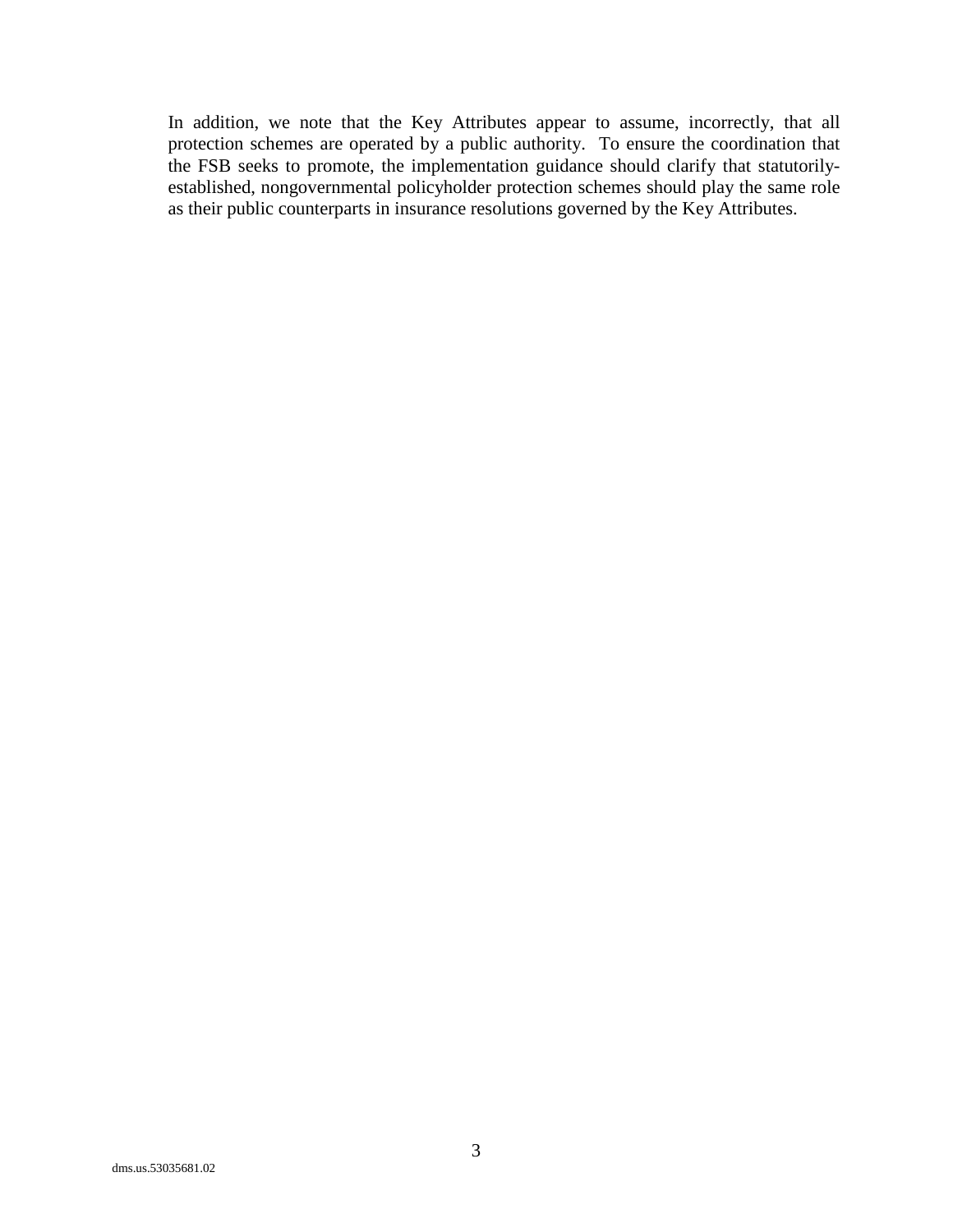In addition, we note that the Key Attributes appear to assume, incorrectly, that all protection schemes are operated by a public authority. To ensure the coordination that the FSB seeks to promote, the implementation guidance should clarify that statutorily-established, nongovernmental policyholder protection schemes should play the same role as their public counterparts in insurance resolutions governed by the Key Attributes.